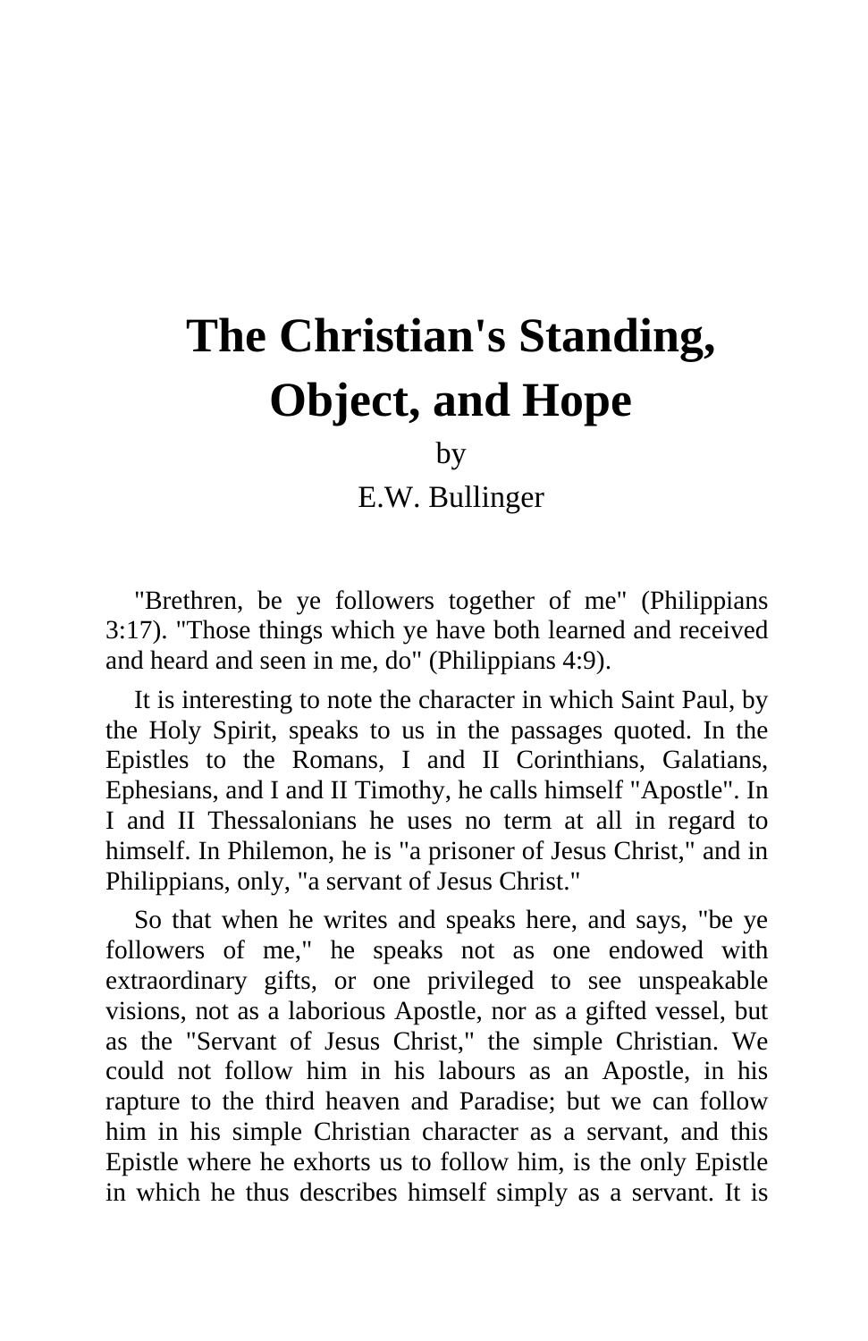# The Christian's Standing, Object, and Hope

by

E.W. Bullinger

"Brethren, be ye followers together of me" (Philippians 3:17). "Those things which ye have both learned and received and heard and seen in me, do" (Philippians 4:9).

It is interesting to note the character in which Saint Paul, by the Holy Spirit, speaks to us in the passages quoted. In the Epistles to the Romans, I and II Corinthians, Galatians, Ephesians, and I and II Timothy, he calls himself "Apostle". In I and II Thessalonians he uses no term at all in regard to himself. In Philemon, he is "a prisoner of Jesus Christ," and in Philippians, only, "a servant of Jesus Christ."

So that when he writes and speaks here, and says, "be ye followers of me," he speaks not as one endowed with extraordinary gifts, or one privileged to see unspeakable visions, not as a laborious Apostle, nor as a gifted vessel, but as the "Servant of Jesus Christ," the simple Christian. We could not follow him in his labours as an Apostle, in his rapture to the third heaven and Paradise; but we can follow him in his simple Christian character as a servant, and this Epistle where he exhorts us to follow him, is the only Epistle in which he thus describes himself simply as a servant. It is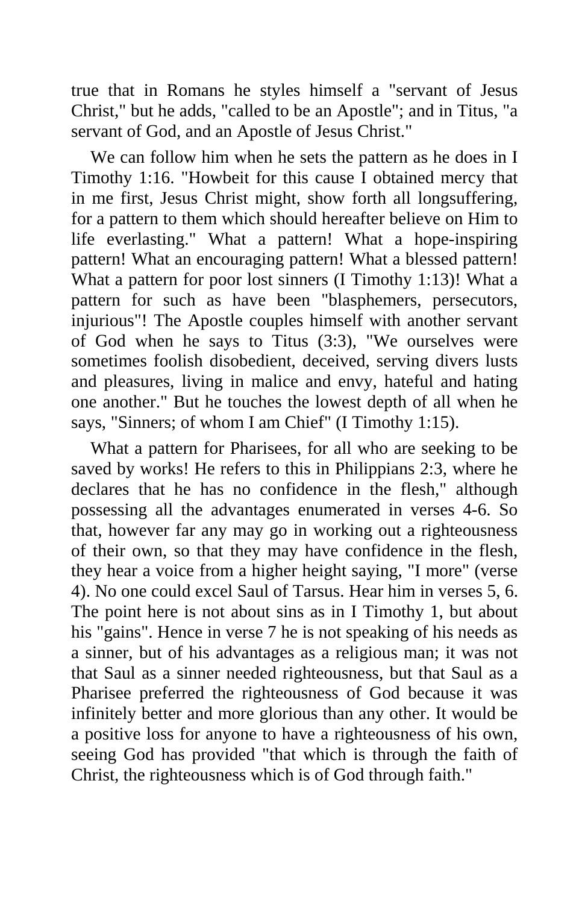true that in Romans he styles himself a "servant of Jesus Christ," but he adds, "called to be an Apostle"; and in Titus, "a servant of God, and an Apostle of Jesus Christ."

We can follow him when he sets the pattern as he does in I Timothy 1:16. "Howbeit for this cause I obtained mercy that in me first, Jesus Christ might, show forth all longsuffering, for a pattern to them which should hereafter believe on Him to life everlasting." What a pattern! What a hope-inspiring pattern! What an encouraging pattern! What a blessed pattern! What a pattern for poor lost sinners (I Timothy 1:13)! What a pattern for such as have been "blasphemers, persecutors, injurious"! The Apostle couples himself with another servant of God when he says to Titus (3:3), "We ourselves were sometimes foolish disobedient, deceived, serving divers lusts and pleasures, living in malice and envy, hateful and hating one another." But he touches the lowest depth of all when he says, "Sinners; of whom I am Chief" (I Timothy 1:15).

What a pattern for Pharisees, for all who are seeking to be saved by works! He refers to this in Philippians 2:3, where he declares that he has no confidence in the flesh," although possessing all the advantages enumerated in verses 4-6. So that, however far any may go in working out a righteousness of their own, so that they may have confidence in the flesh, they hear a voice from a higher height saying, "I more" (verse 4). No one could excel Saul of Tarsus. Hear him in verses 5, 6. The point here is not about sins as in I Timothy 1, but about his "gains". Hence in verse 7 he is not speaking of his needs as a sinner, but of his advantages as a religious man; it was not that Saul as a sinner needed righteousness, but that Saul as a Pharisee preferred the righteousness of God because it was infinitely better and more glorious than any other. It would be a positive loss for anyone to have a righteousness of his own, seeing God has provided "that which is through the faith of Christ, the righteousness which is of God through faith."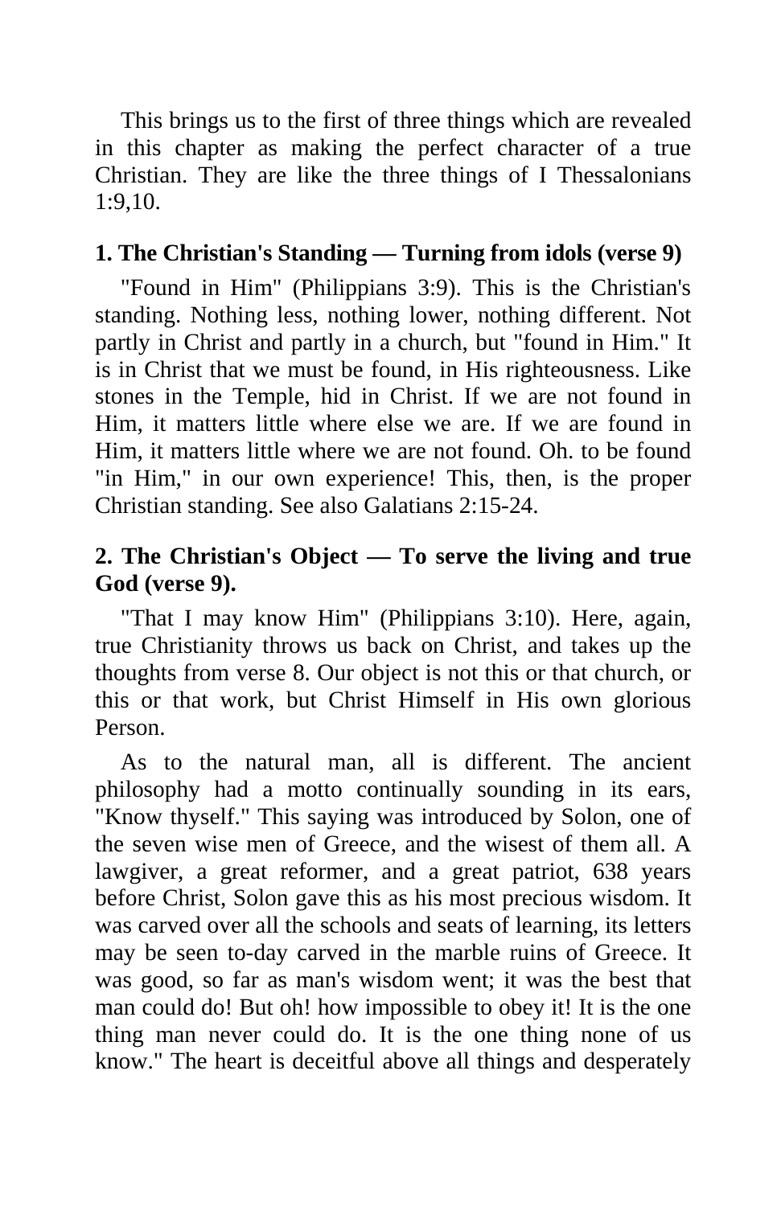This brings us to the first of three things which are revealed in this chapter as making the perfect character of a true Christian. They are like the three things of I Thessalonians 1:9,10.

**1. The Christian's Standing — Turning from idols (verse 9)**

"Found in Him" (Philippians 3:9). This is the Christian's standing. Nothing less, nothing lower, nothing different. Not partly in Christ and partly in a church, but "found in Him." It is in Christ that we must be found, in His righteousness. Like stones in the Temple, hid in Christ. If we are not found in Him, it matters little where else we are. If we are found in Him, it matters little where we are not found. Oh. to be found "in Him," in our own experience! This, then, is the proper Christian standing. See also Galatians 2:15-24.

**2. The Christian's Object — To serve the living and true God (verse 9).**

"That I may know Him" (Philippians 3:10). Here, again, true Christianity throws us back on Christ, and takes up the thoughts from verse 8. Our object is not this or that church, or this or that work, but Christ Himself in His own glorious Person.

As to the natural man, all is different. The ancient philosophy had a motto continually sounding in its ears, "Know thyself." This saying was introduced by Solon, one of the seven wise men of Greece, and the wisest of them all. A lawgiver, a great reformer, and a great patriot, 638 years before Christ, Solon gave this as his most precious wisdom. It was carved over all the schools and seats of learning, its letters may be seen to-day carved in the marble ruins of Greece. It was good, so far as man's wisdom went; it was the best that man could do! But oh! how impossible to obey it! It is the one thing man never could do. It is the one thing none of us know." The heart is deceitful above all things and desperately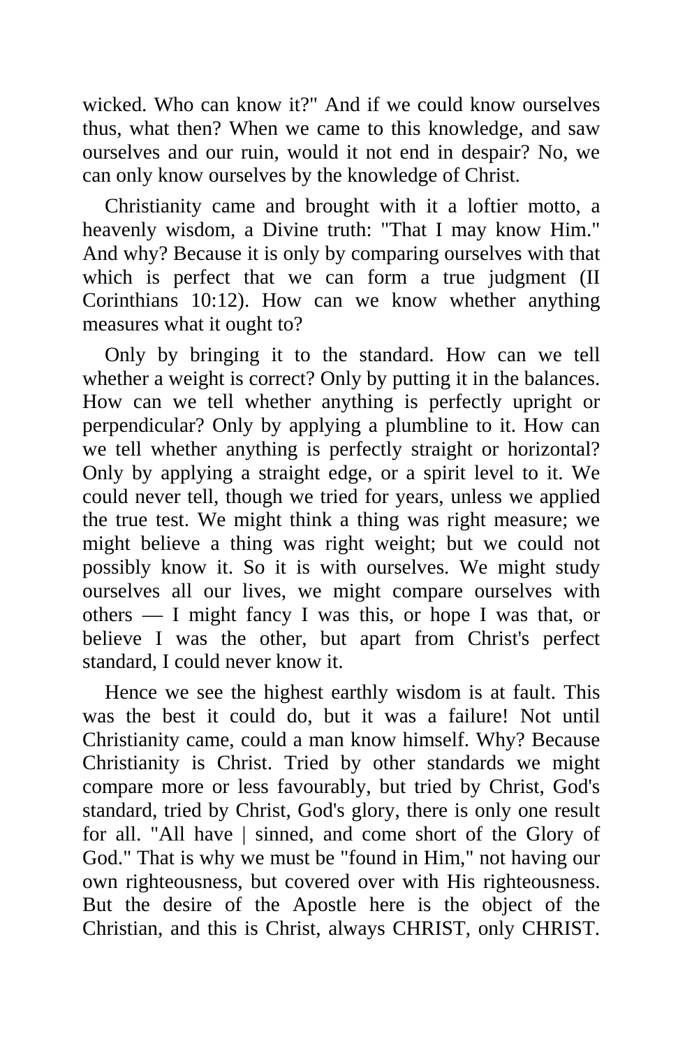wicked. Who can know it?" And if we could know ourselves thus, what then? When we came to this knowledge, and saw ourselves and our ruin, would it not end in despair? No, we can only know ourselves by the knowledge of Christ.

Christianity came and brought with it a loftier motto, a heavenly wisdom, a Divine truth: "That I may know Him." And why? Because it is only by comparing ourselves with that which is perfect that we can form a true judgment (II Corinthians 10:12). How can we know whether anything measures what it ought to?

Only by bringing it to the standard. How can we tell whether a weight is correct? Only by putting it in the balances. How can we tell whether anything is perfectly upright or perpendicular? Only by applying a plumbline to it. How can we tell whether anything is perfectly straight or horizontal? Only by applying a straight edge, or a spirit level to it. We could never tell, though we tried for years, unless we applied the true test. We might think a thing was right measure; we might believe a thing was right weight; but we could not possibly know it. So it is with ourselves. We might study ourselves all our lives, we might compare ourselves with others — I might fancy I was this, or hope I was that, or believe I was the other, but apart from Christ's perfect standard, I could never know it.

Hence we see the highest earthly wisdom is at fault. This was the best it could do, but it was a failure! Not until Christianity came, could a man know himself. Why? Because Christianity is Christ. Tried by other standards we might compare more or less favourably, but tried by Christ, God's standard, tried by Christ, God's glory, there is only one result for all. "All have | sinned, and come short of the Glory of God." That is why we must be "found in Him," not having our own righteousness, but covered over with His righteousness. But the desire of the Apostle here is the object of the Christian, and this is Christ, always CHRIST, only CHRIST.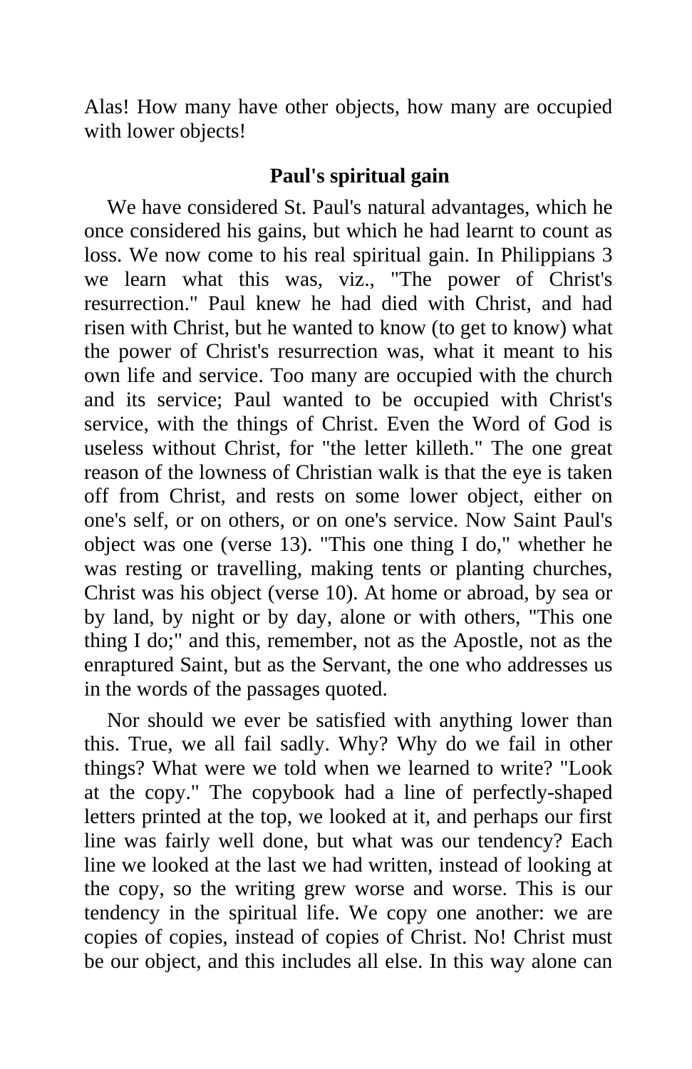Alas! How many have other objects, how many are occupied with lower objects!

### Paul's spiritual gain

We have considered St. Paul's natural advantages, which he once considered his gains, but which he had learnt to count as loss. We now come to his real spiritual gain. In Philippians 3 we learn what this was, viz., "The power of Christ's resurrection." Paul knew he had died with Christ, and had risen with Christ, but he wanted to know (to get to know) what the power of Christ's resurrection was, what it meant to his own life and service. Too many are occupied with the church and its service; Paul wanted to be occupied with Christ's service, with the things of Christ. Even the Word of God is useless without Christ, for "the letter killeth." The one great reason of the lowness of Christian walk is that the eye is taken off from Christ, and rests on some lower object, either on one's self, or on others, or on one's service. Now Saint Paul's object was one (verse 13). "This one thing I do," whether he was resting or travelling, making tents or planting churches, Christ was his object (verse 10). At home or abroad, by sea or by land, by night or by day, alone or with others, "This one thing I do;" and this, remember, not as the Apostle, not as the enraptured Saint, but as the Servant, the one who addresses us in the words of the passages quoted.

Nor should we ever be satisfied with anything lower than this. True, we all fail sadly. Why? Why do we fail in other things? What were we told when we learned to write? "Look at the copy." The copybook had a line of perfectly-shaped letters printed at the top, we looked at it, and perhaps our first line was fairly well done, but what was our tendency? Each line we looked at the last we had written, instead of looking at the copy, so the writing grew worse and worse. This is our tendency in the spiritual life. We copy one another: we are copies of copies, instead of copies of Christ. No! Christ must be our object, and this includes all else. In this way alone can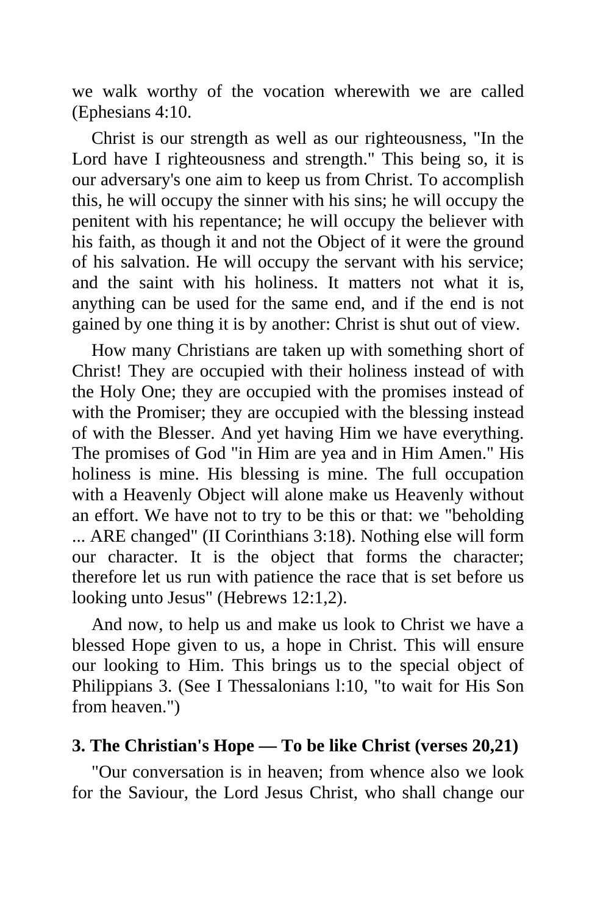we walk worthy of the vocation wherewith we are called (Ephesians 4:10.

Christ is our strength as well as our righteousness, "In the Lord have I righteousness and strength." This being so, it is our adversary's one aim to keep us from Christ. To accomplish this, he will occupy the sinner with his sins; he will occupy the penitent with his repentance; he will occupy the believer with his faith, as though it and not the Object of it were the ground of his salvation. He will occupy the servant with his service; and the saint with his holiness. It matters not what it is, anything can be used for the same end, and if the end is not gained by one thing it is by another: Christ is shut out of view.

How many Christians are taken up with something short of Christ! They are occupied with their holiness instead of with the Holy One; they are occupied with the promises instead of with the Promiser; they are occupied with the blessing instead of with the Blesser. And yet having Him we have everything. The promises of God "in Him are yea and in Him Amen." His holiness is mine. His blessing is mine. The full occupation with a Heavenly Object will alone make us Heavenly without an effort. We have not to try to be this or that: we "beholding ... ARE changed" (II Corinthians 3:18). Nothing else will form our character. It is the object that forms the character; therefore let us run with patience the race that is set before us looking unto Jesus" (Hebrews 12:1,2).

And now, to help us and make us look to Christ we have a blessed Hope given to us, a hope in Christ. This will ensure our looking to Him. This brings us to the special object of Philippians 3. (See I Thessalonians l:10, "to wait for His Son from heaven.")

### 3. The Christian's Hope — To be like Christ (verses 20,21)

"Our conversation is in heaven; from whence also we look for the Saviour, the Lord Jesus Christ, who shall change our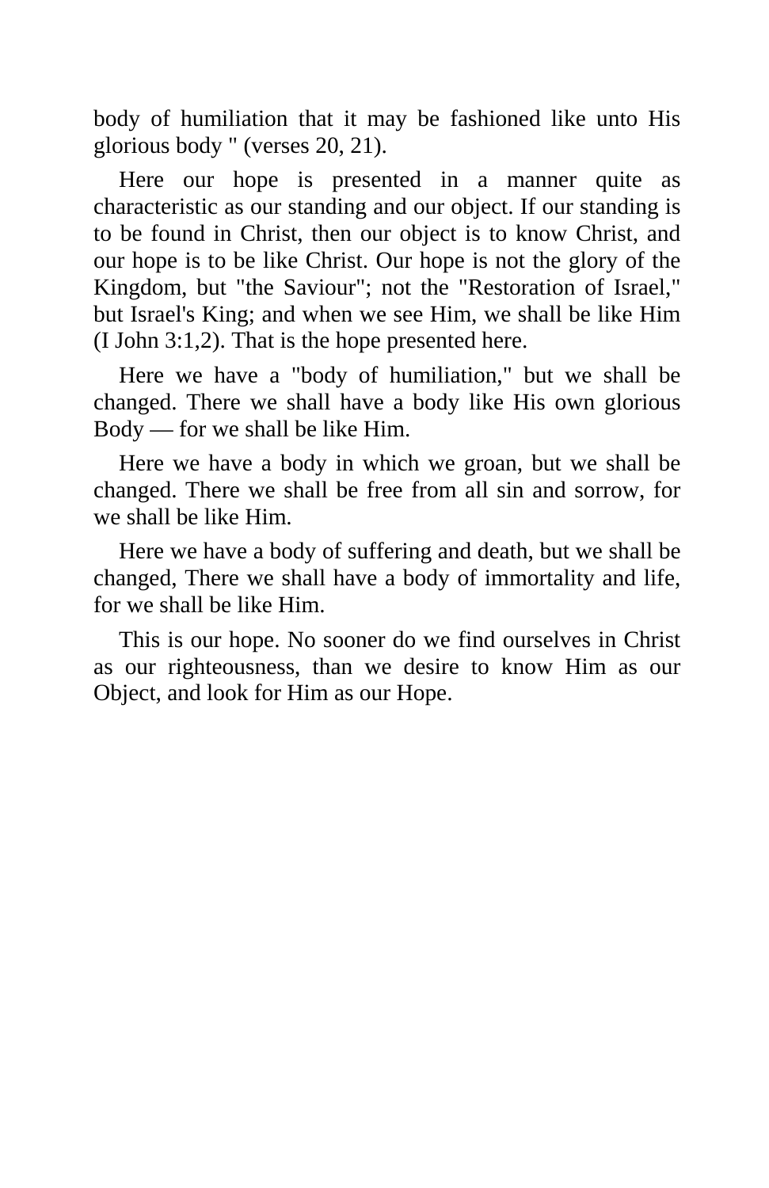body of humiliation that it may be fashioned like unto His glorious body " (verses 20, 21).

Here our hope is presented in a manner quite as characteristic as our standing and our object. If our standing is to be found in Christ, then our object is to know Christ, and our hope is to be like Christ. Our hope is not the glory of the Kingdom, but "the Saviour"; not the "Restoration of Israel," but Israel's King; and when we see Him, we shall be like Him (I John 3:1,2). That is the hope presented here.

Here we have a "body of humiliation," but we shall be changed. There we shall have a body like His own glorious Body — for we shall be like Him.

Here we have a body in which we groan, but we shall be changed. There we shall be free from all sin and sorrow, for we shall be like Him.

Here we have a body of suffering and death, but we shall be changed, There we shall have a body of immortality and life, for we shall be like Him.

This is our hope. No sooner do we find ourselves in Christ as our righteousness, than we desire to know Him as our Object, and look for Him as our Hope.